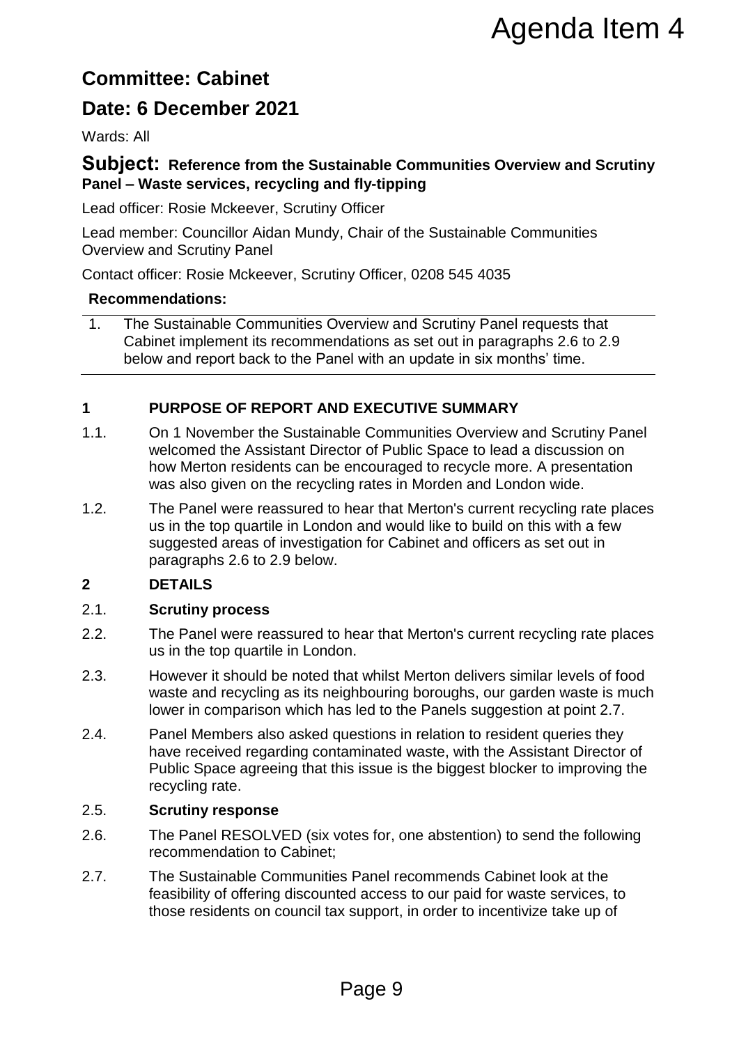Agenda Item 4

# Committee: Cabinet

## Date: 6 December 2021

Wards: All

## Subject: Reference from the Sustainable Communities Overview and Scrutiny Panel – Waste services, recycling and fly-tipping

Lead officer: Rosie Mckeever, Scrutiny Officer

Lead member: Councillor Aidan Mundy, Chair of the Sustainable Communities Overview and Scrutiny Panel

Contact officer: Rosie Mckeever, Scrutiny Officer, 0208 545 4035

**Recommendations:**

1. The Sustainable Communities Overview and Scrutiny Panel requests that Cabinet implement its recommendations as set out in paragraphs 2.6 to 2.9 below and report back to the Panel with an update in six months' time.

## 1 PURPOSE OF REPORT AND EXECUTIVE SUMMARY

1.1. On 1 November the Sustainable Communities Overview and Scrutiny Panel welcomed the Assistant Director of Public Space to lead a discussion on how Merton residents can be encouraged to recycle more. A presentation was also given on the recycling rates in Morden and London wide.

1.2. The Panel were reassured to hear that Merton's current recycling rate places us in the top quartile in London and would like to build on this with a few suggested areas of investigation for Cabinet and officers as set out in paragraphs 2.6 to 2.9 below.

## 2 DETAILS

2.1. **Scrutiny process**

2.2. The Panel were reassured to hear that Merton's current recycling rate places us in the top quartile in London.

2.3. However it should be noted that whilst Merton delivers similar levels of food waste and recycling as its neighbouring boroughs, our garden waste is much lower in comparison which has led to the Panels suggestion at point 2.7.

2.4. Panel Members also asked questions in relation to resident queries they have received regarding contaminated waste, with the Assistant Director of Public Space agreeing that this issue is the biggest blocker to improving the recycling rate.

2.5. **Scrutiny response**

2.6. The Panel RESOLVED (six votes for, one abstention) to send the following recommendation to Cabinet;

2.7. The Sustainable Communities Panel recommends Cabinet look at the feasibility of offering discounted access to our paid for waste services, to those residents on council tax support, in order to incentivize take up of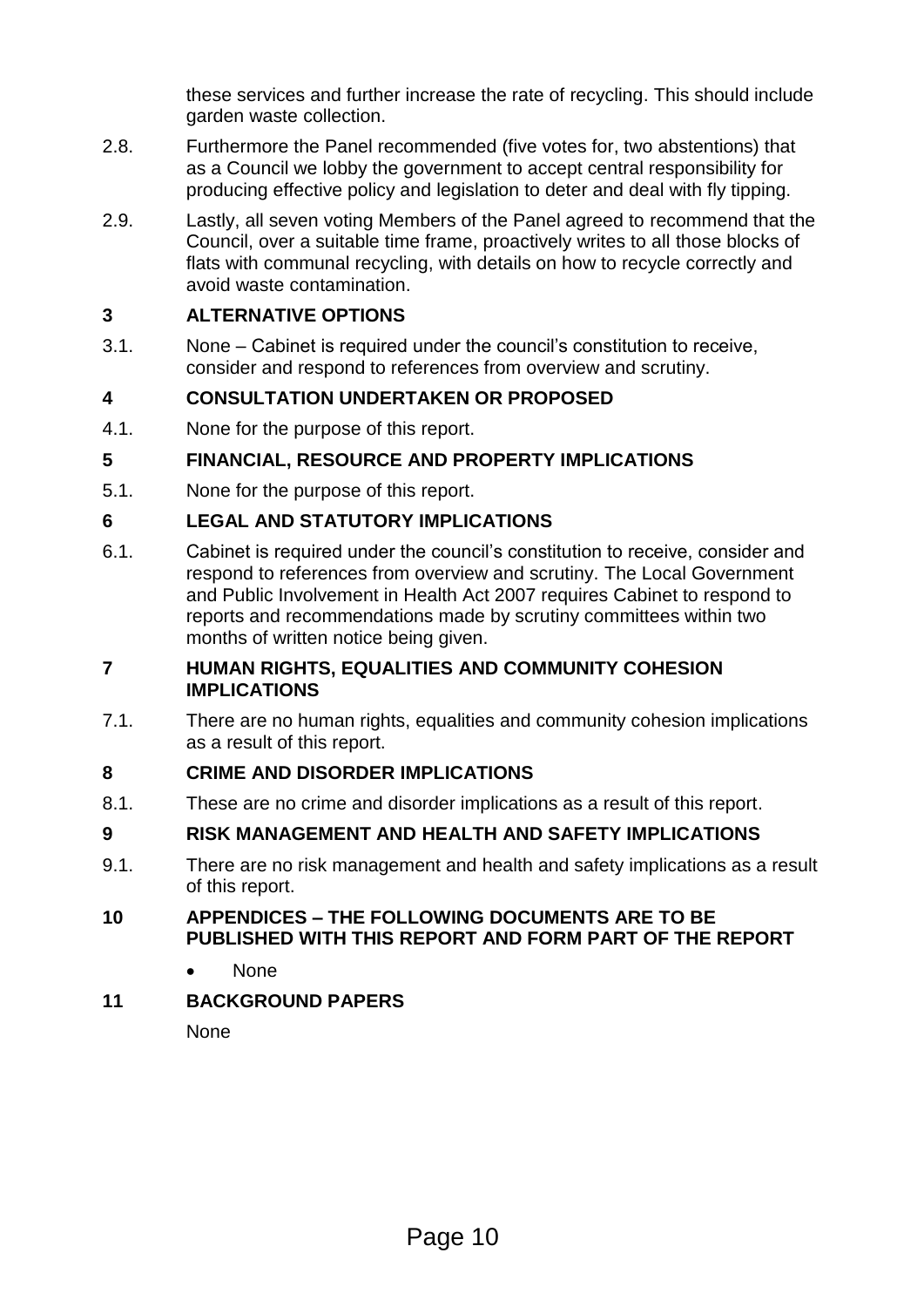these services and further increase the rate of recycling. This should include garden waste collection.

2.8. Furthermore the Panel recommended (five votes for, two abstentions) that as a Council we lobby the government to accept central responsibility for producing effective policy and legislation to deter and deal with fly tipping.

2.9. Lastly, all seven voting Members of the Panel agreed to recommend that the Council, over a suitable time frame, proactively writes to all those blocks of flats with communal recycling, with details on how to recycle correctly and avoid waste contamination.

## 3 ALTERNATIVE OPTIONS

3.1. None – Cabinet is required under the council's constitution to receive, consider and respond to references from overview and scrutiny.

## 4 CONSULTATION UNDERTAKEN OR PROPOSED

4.1. None for the purpose of this report.

## 5 FINANCIAL, RESOURCE AND PROPERTY IMPLICATIONS

5.1. None for the purpose of this report.

## 6 LEGAL AND STATUTORY IMPLICATIONS

6.1. Cabinet is required under the council's constitution to receive, consider and respond to references from overview and scrutiny. The Local Government and Public Involvement in Health Act 2007 requires Cabinet to respond to reports and recommendations made by scrutiny committees within two months of written notice being given.

## 7 HUMAN RIGHTS, EQUALITIES AND COMMUNITY COHESION IMPLICATIONS

7.1. There are no human rights, equalities and community cohesion implications as a result of this report.

## 8 CRIME AND DISORDER IMPLICATIONS

8.1. These are no crime and disorder implications as a result of this report.

## 9 RISK MANAGEMENT AND HEALTH AND SAFETY IMPLICATIONS

9.1. There are no risk management and health and safety implications as a result of this report.

## 10 APPENDICES – THE FOLLOWING DOCUMENTS ARE TO BE PUBLISHED WITH THIS REPORT AND FORM PART OF THE REPORT

- None

## 11 BACKGROUND PAPERS

None